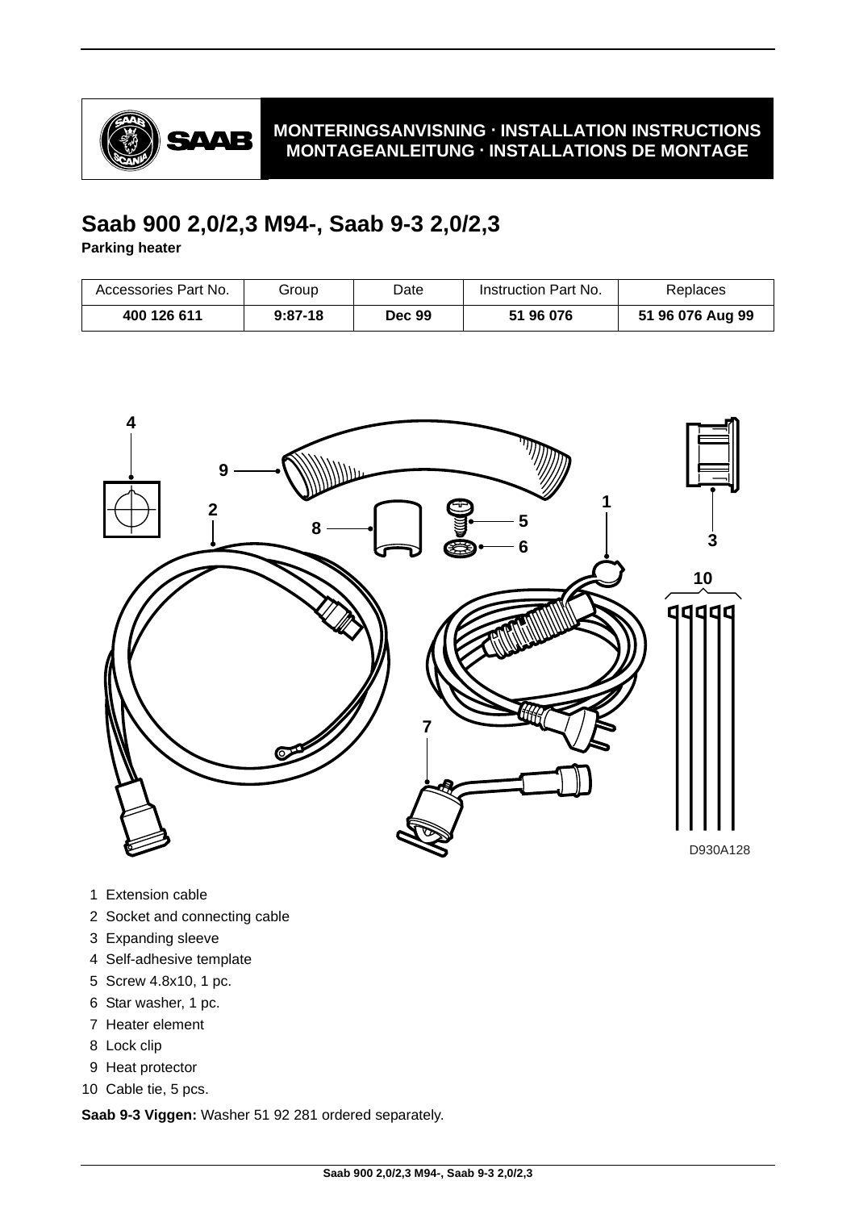**MONTERINGSANVISNING · INSTALLATION INSTRUCTIONS**
**MONTAGEANLEITUNG · INSTALLATIONS DE MONTAGE**

# Saab 900 2,0/2,3 M94-, Saab 9-3 2,0/2,3

**Parking heater**

| Accessories Part No. | Group | Date | Instruction Part No. | Replaces |
|---|---|---|---|---|
| **400 126 611** | **9:87-18** | **Dec 99** | **51 96 076** | **51 96 076 Aug 99** |

4
9
2
8
5
6
1
3
10
7
D930A128

1 Extension cable
2 Socket and connecting cable
3 Expanding sleeve
4 Self-adhesive template
5 Screw 4.8x10, 1 pc.
6 Star washer, 1 pc.
7 Heater element
8 Lock clip
9 Heat protector
10 Cable tie, 5 pcs.

**Saab 9-3 Viggen:** Washer 51 92 281 ordered separately.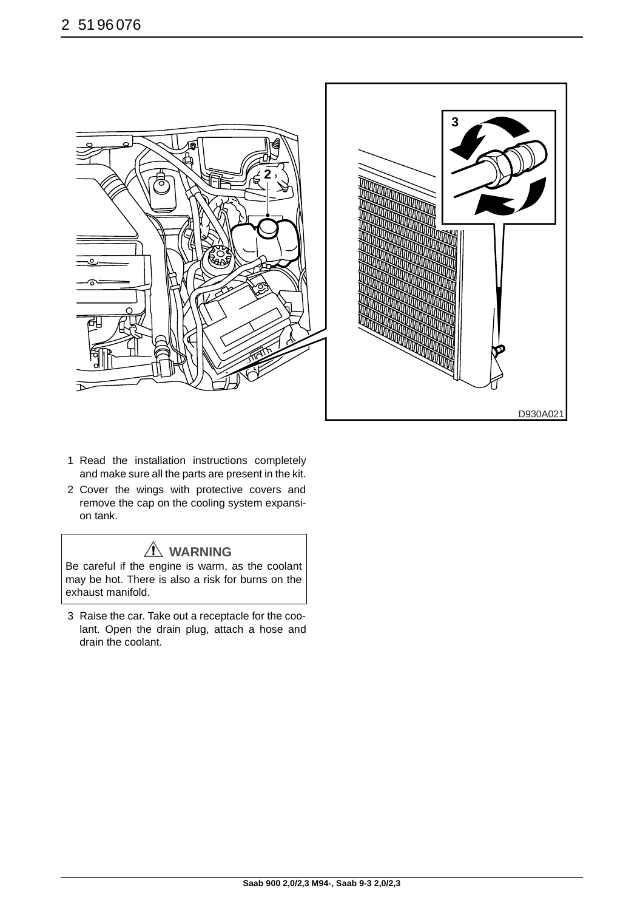1. Read the installation instructions completely and make sure all the parts are present in the kit.
2. Cover the wings with protective covers and remove the cap on the cooling system expansion tank.

**⚠ WARNING**

Be careful if the engine is warm, as the coolant may be hot. There is also a risk for burns on the exhaust manifold.

3. Raise the car. Take out a receptacle for the coolant. Open the drain plug, attach a hose and drain the coolant.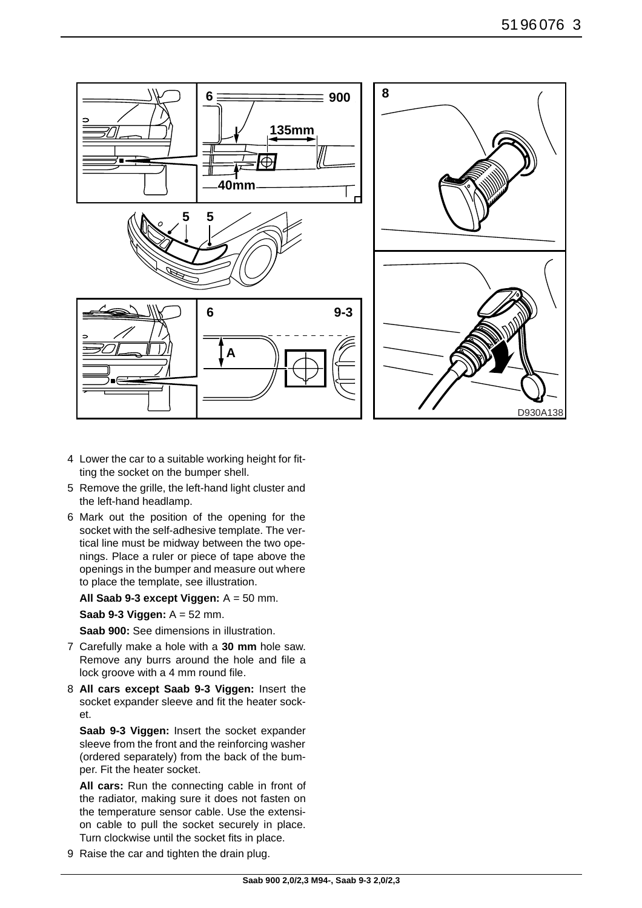4 Lower the car to a suitable working height for fitting the socket on the bumper shell.

5 Remove the grille, the left-hand light cluster and the left-hand headlamp.

6 Mark out the position of the opening for the socket with the self-adhesive template. The vertical line must be midway between the two openings. Place a ruler or piece of tape above the openings in the bumper and measure out where to place the template, see illustration.

   **All Saab 9-3 except Viggen:** A = 50 mm.

   **Saab 9-3 Viggen:** A = 52 mm.

   **Saab 900:** See dimensions in illustration.

7 Carefully make a hole with a **30 mm** hole saw. Remove any burrs around the hole and file a lock groove with a 4 mm round file.

8 **All cars except Saab 9-3 Viggen:** Insert the socket expander sleeve and fit the heater socket.

   **Saab 9-3 Viggen:** Insert the socket expander sleeve from the front and the reinforcing washer (ordered separately) from the back of the bumper. Fit the heater socket.

   **All cars:** Run the connecting cable in front of the radiator, making sure it does not fasten on the temperature sensor cable. Use the extension cable to pull the socket securely in place. Turn clockwise until the socket fits in place.

9 Raise the car and tighten the drain plug.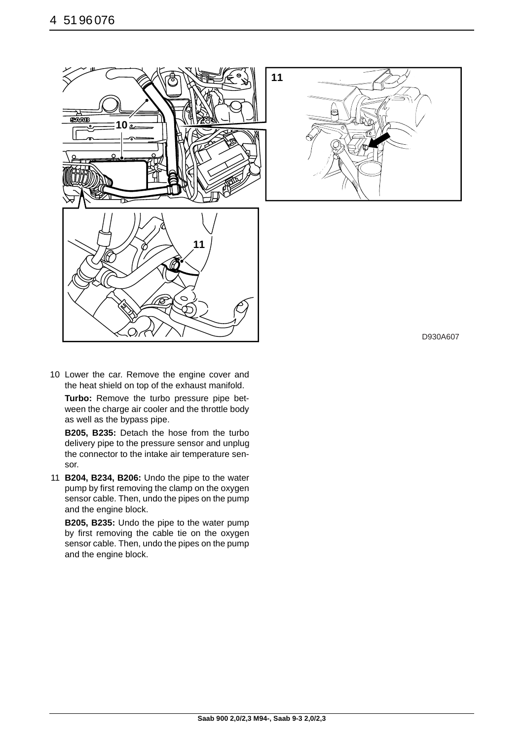10
11
11
D930A607

10 Lower the car. Remove the engine cover and the heat shield on top of the exhaust manifold.

   **Turbo:** Remove the turbo pressure pipe between the charge air cooler and the throttle body as well as the bypass pipe.

   **B205, B235:** Detach the hose from the turbo delivery pipe to the pressure sensor and unplug the connector to the intake air temperature sensor.

11 **B204, B234, B206:** Undo the pipe to the water pump by first removing the clamp on the oxygen sensor cable. Then, undo the pipes on the pump and the engine block.

   **B205, B235:** Undo the pipe to the water pump by first removing the cable tie on the oxygen sensor cable. Then, undo the pipes on the pump and the engine block.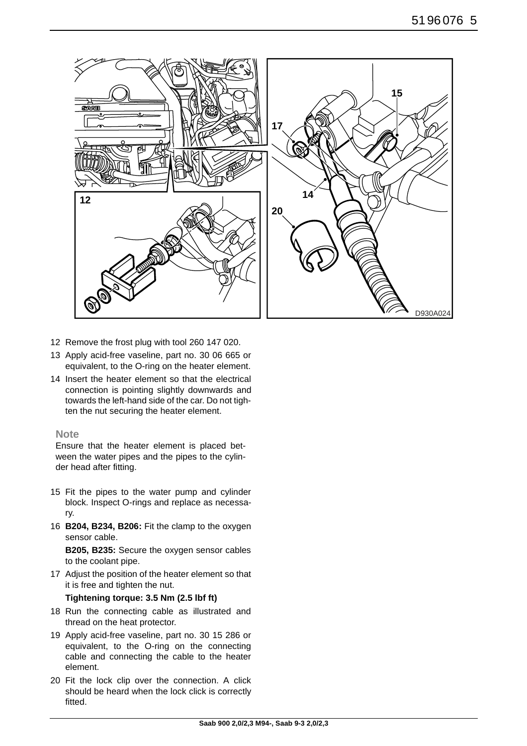12 Remove the frost plug with tool 260 147 020.

13 Apply acid-free vaseline, part no. 30 06 665 or equivalent, to the O-ring on the heater element.

14 Insert the heater element so that the electrical connection is pointing slightly downwards and towards the left-hand side of the car. Do not tighten the nut securing the heater element.

**Note**

Ensure that the heater element is placed between the water pipes and the pipes to the cylinder head after fitting.

15 Fit the pipes to the water pump and cylinder block. Inspect O-rings and replace as necessary.

16 **B204, B234, B206:** Fit the clamp to the oxygen sensor cable.

**B205, B235:** Secure the oxygen sensor cables to the coolant pipe.

17 Adjust the position of the heater element so that it is free and tighten the nut.

**Tightening torque: 3.5 Nm (2.5 lbf ft)**

18 Run the connecting cable as illustrated and thread on the heat protector.

19 Apply acid-free vaseline, part no. 30 15 286 or equivalent, to the O-ring on the connecting cable and connecting the cable to the heater element.

20 Fit the lock clip over the connection. A click should be heard when the lock click is correctly fitted.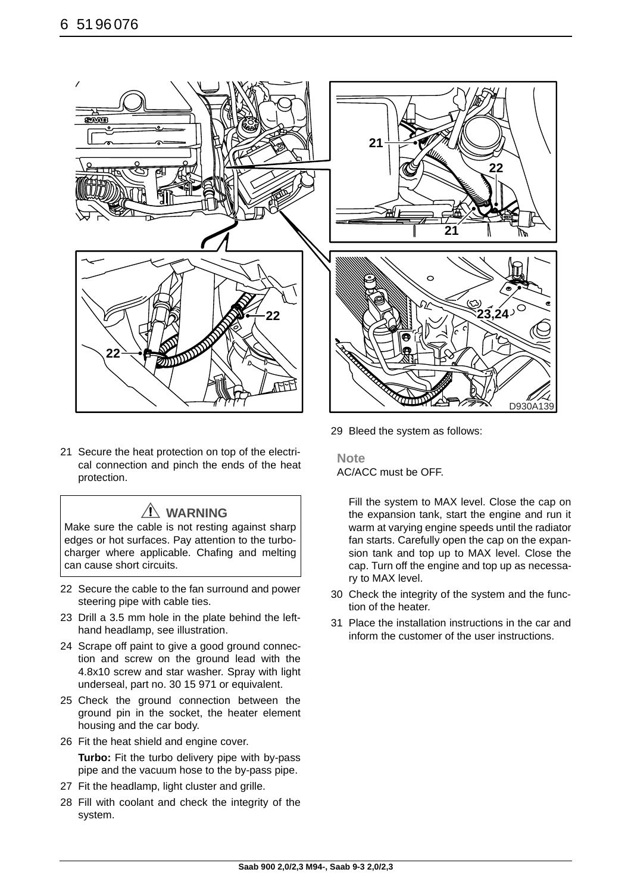21
22
21
22
22
23,24
D930A139

21 Secure the heat protection on top of the electrical connection and pinch the ends of the heat protection.

> ⚠ **WARNING**
> Make sure the cable is not resting against sharp edges or hot surfaces. Pay attention to the turbocharger where applicable. Chafing and melting can cause short circuits.

22 Secure the cable to the fan surround and power steering pipe with cable ties.

23 Drill a 3.5 mm hole in the plate behind the left-hand headlamp, see illustration.

24 Scrape off paint to give a good ground connection and screw on the ground lead with the 4.8x10 screw and star washer. Spray with light underseal, part no. 30 15 971 or equivalent.

25 Check the ground connection between the ground pin in the socket, the heater element housing and the car body.

26 Fit the heat shield and engine cover.

**Turbo:** Fit the turbo delivery pipe with by-pass pipe and the vacuum hose to the by-pass pipe.

27 Fit the headlamp, light cluster and grille.

28 Fill with coolant and check the integrity of the system.

29 Bleed the system as follows:

**Note**
AC/ACC must be OFF.

Fill the system to MAX level. Close the cap on the expansion tank, start the engine and run it warm at varying engine speeds until the radiator fan starts. Carefully open the cap on the expansion tank and top up to MAX level. Close the cap. Turn off the engine and top up as necessary to MAX level.

30 Check the integrity of the system and the function of the heater.

31 Place the installation instructions in the car and inform the customer of the user instructions.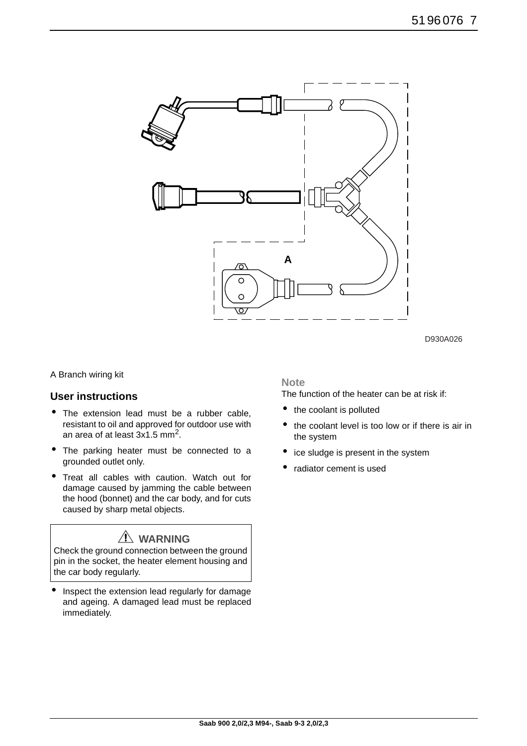A

D930A026

A Branch wiring kit

## User instructions

- The extension lead must be a rubber cable, resistant to oil and approved for outdoor use with an area of at least 3x1.5 mm$^2$.
- The parking heater must be connected to a grounded outlet only.
- Treat all cables with caution. Watch out for damage caused by jamming the cable between the hood (bonnet) and the car body, and for cuts caused by sharp metal objects.

> **⚠ WARNING**
> Check the ground connection between the ground pin in the socket, the heater element housing and the car body regularly.

- Inspect the extension lead regularly for damage and ageing. A damaged lead must be replaced immediately.

**Note**

The function of the heater can be at risk if:

- the coolant is polluted
- the coolant level is too low or if there is air in the system
- ice sludge is present in the system
- radiator cement is used